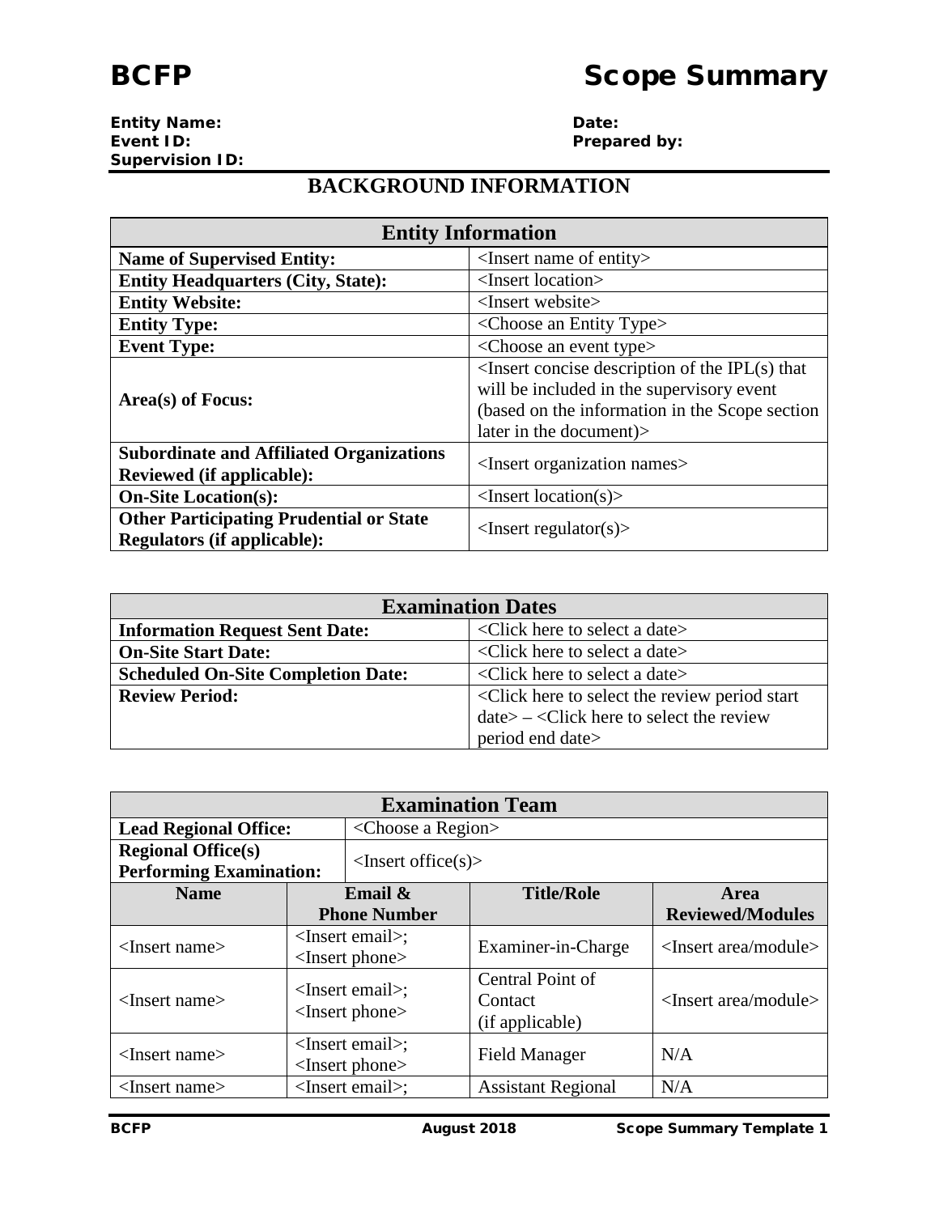# BCFP Scope Summary

**Entity Name:**
**Event ID:**
**Supervision ID:**

**Date:**
**Prepared by:**

## BACKGROUND INFORMATION

| Entity Information | |
|---|---|
| **Name of Supervised Entity:** | <Insert name of entity> |
| **Entity Headquarters (City, State):** | <Insert location> |
| **Entity Website:** | <Insert website> |
| **Entity Type:** | <Choose an Entity Type> |
| **Event Type:** | <Choose an event type> |
| **Area(s) of Focus:** | <Insert concise description of the IPL(s) that will be included in the supervisory event (based on the information in the Scope section later in the document)> |
| **Subordinate and Affiliated Organizations Reviewed (if applicable):** | <Insert organization names> |
| **On-Site Location(s):** | <Insert location(s)> |
| **Other Participating Prudential or State Regulators (if applicable):** | <Insert regulator(s)> |

| Examination Dates | |
|---|---|
| **Information Request Sent Date:** | <Click here to select a date> |
| **On-Site Start Date:** | <Click here to select a date> |
| **Scheduled On-Site Completion Date:** | <Click here to select a date> |
| **Review Period:** | <Click here to select the review period start date> – <Click here to select the review period end date> |

| Examination Team | | | |
|---|---|---|---|
| **Lead Regional Office:** | <Choose a Region> | | |
| **Regional Office(s) Performing Examination:** | <Insert office(s)> | | |
| **Name** | **Email & Phone Number** | **Title/Role** | **Area Reviewed/Modules** |
| <Insert name> | <Insert email>; <Insert phone> | Examiner-in-Charge | <Insert area/module> |
| <Insert name> | <Insert email>; <Insert phone> | Central Point of Contact (if applicable) | <Insert area/module> |
| <Insert name> | <Insert email>; <Insert phone> | Field Manager | N/A |
| <Insert name> | <Insert email>; | Assistant Regional | N/A |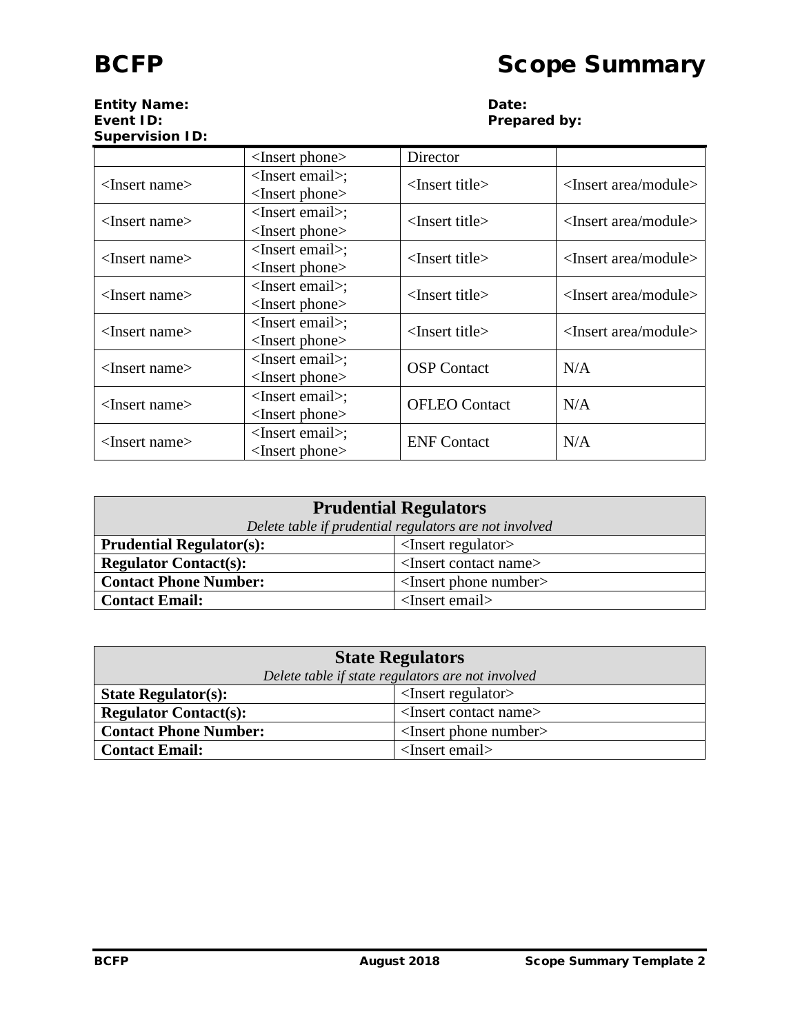| | | | |
|---|---|---|---|
| | <Insert phone> | Director | |
| <Insert name> | <Insert email>; <Insert phone> | <Insert title> | <Insert area/module> |
| <Insert name> | <Insert email>; <Insert phone> | <Insert title> | <Insert area/module> |
| <Insert name> | <Insert email>; <Insert phone> | <Insert title> | <Insert area/module> |
| <Insert name> | <Insert email>; <Insert phone> | <Insert title> | <Insert area/module> |
| <Insert name> | <Insert email>; <Insert phone> | <Insert title> | <Insert area/module> |
| <Insert name> | <Insert email>; <Insert phone> | OSP Contact | N/A |
| <Insert name> | <Insert email>; <Insert phone> | OFLEO Contact | N/A |
| <Insert name> | <Insert email>; <Insert phone> | ENF Contact | N/A |

| **Prudential Regulators** *Delete table if prudential regulators are not involved* | |
|---|---|
| **Prudential Regulator(s):** | <Insert regulator> |
| **Regulator Contact(s):** | <Insert contact name> |
| **Contact Phone Number:** | <Insert phone number> |
| **Contact Email:** | <Insert email> |

| **State Regulators** *Delete table if state regulators are not involved* | |
|---|---|
| **State Regulator(s):** | <Insert regulator> |
| **Regulator Contact(s):** | <Insert contact name> |
| **Contact Phone Number:** | <Insert phone number> |
| **Contact Email:** | <Insert email> |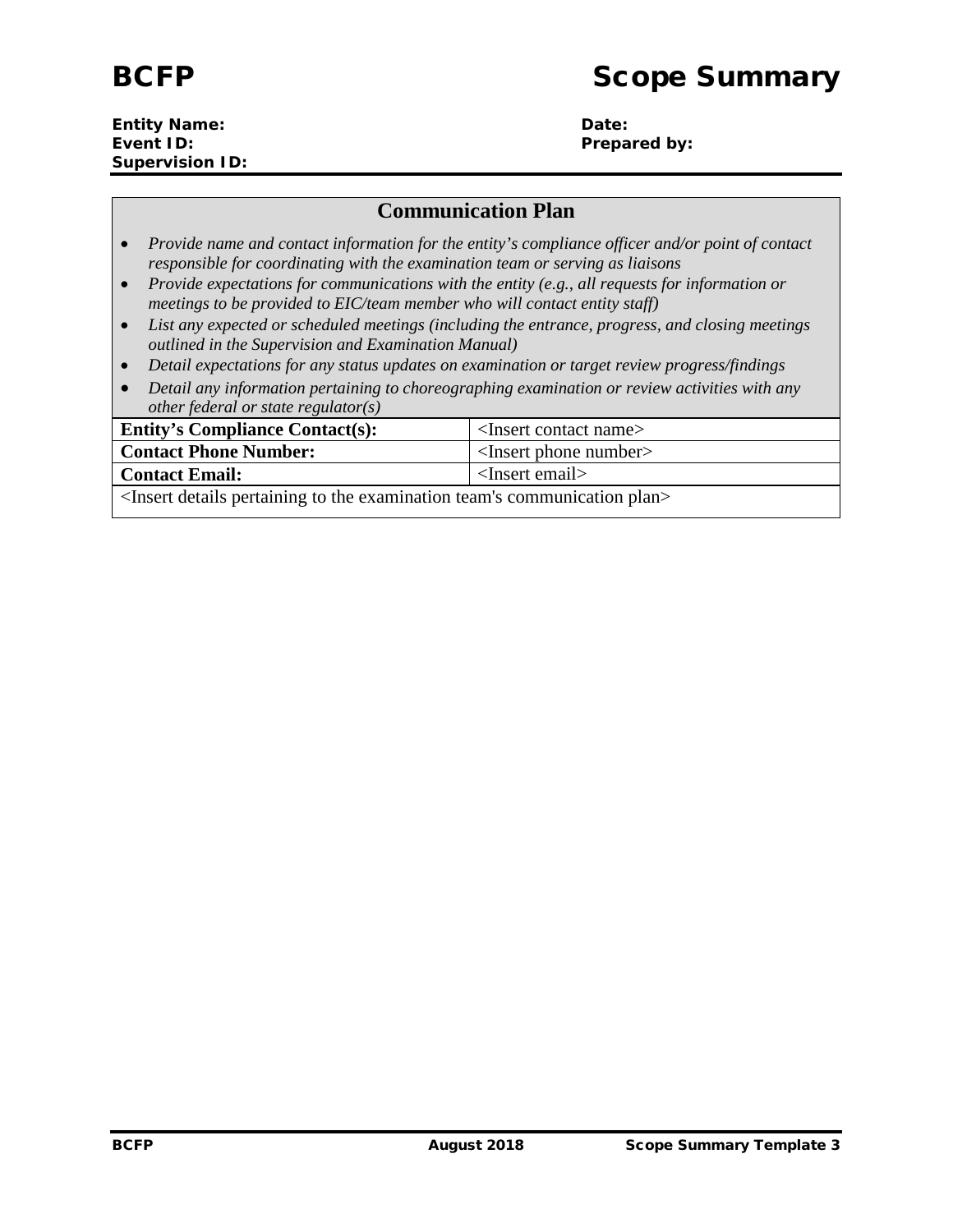# BCFP Scope Summary

**Entity Name:**
**Event ID:**
**Supervision ID:**

**Date:**
**Prepared by:**

## Communication Plan

- *Provide name and contact information for the entity's compliance officer and/or point of contact responsible for coordinating with the examination team or serving as liaisons*
- *Provide expectations for communications with the entity (e.g., all requests for information or meetings to be provided to EIC/team member who will contact entity staff)*
- *List any expected or scheduled meetings (including the entrance, progress, and closing meetings outlined in the Supervision and Examination Manual)*
- *Detail expectations for any status updates on examination or target review progress/findings*
- *Detail any information pertaining to choreographing examination or review activities with any other federal or state regulator(s)*

| **Entity's Compliance Contact(s):** | <Insert contact name> |
|---|---|
| **Contact Phone Number:** | <Insert phone number> |
| **Contact Email:** | <Insert email> |

<Insert details pertaining to the examination team's communication plan>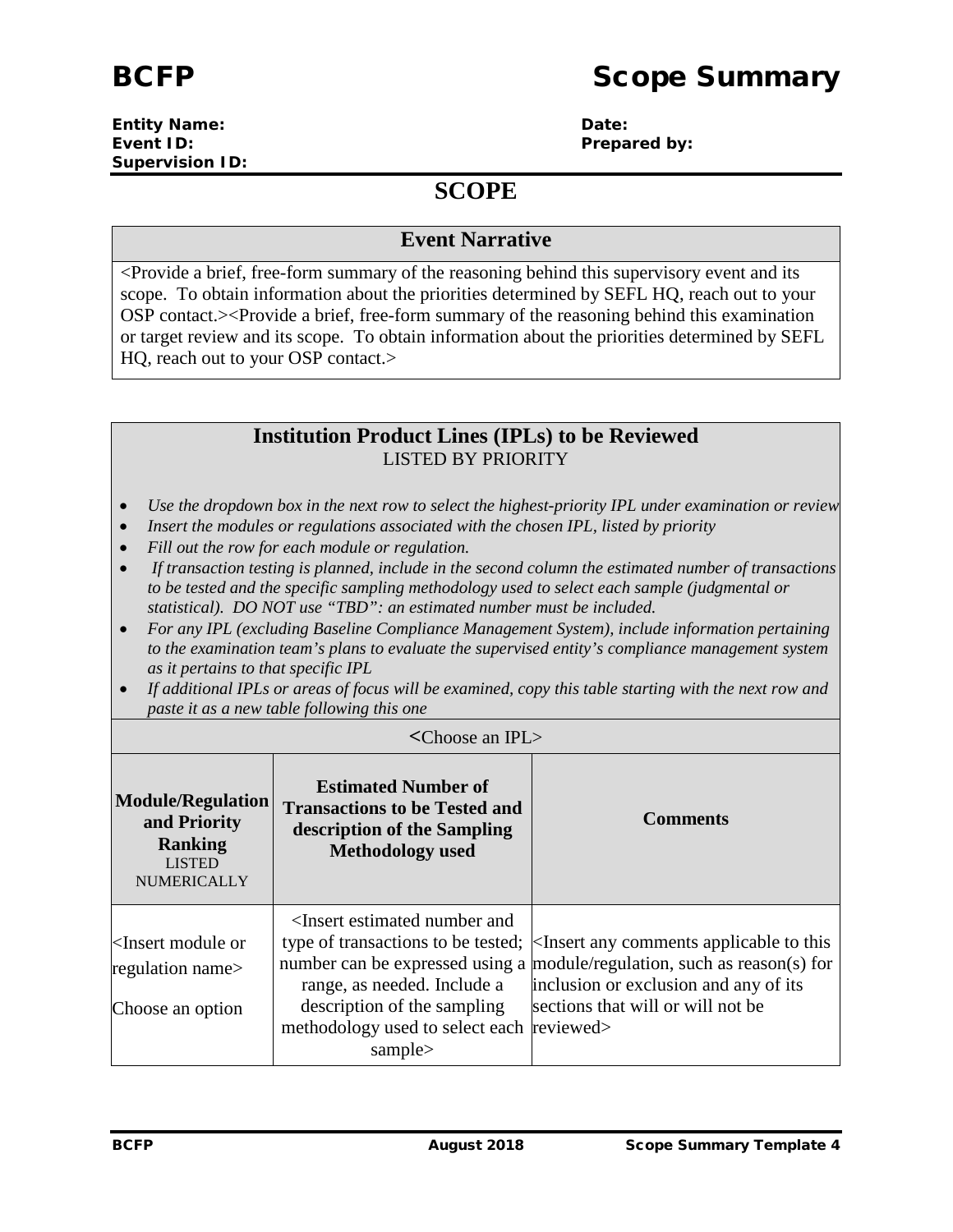# BCFP Scope Summary

**Entity Name:**
**Event ID:**
**Supervision ID:**

**Date:**
**Prepared by:**

## SCOPE

### Event Narrative

<Provide a brief, free-form summary of the reasoning behind this supervisory event and its scope. To obtain information about the priorities determined by SEFL HQ, reach out to your OSP contact.><Provide a brief, free-form summary of the reasoning behind this examination or target review and its scope. To obtain information about the priorities determined by SEFL HQ, reach out to your OSP contact.>

### Institution Product Lines (IPLs) to be Reviewed

LISTED BY PRIORITY

- *Use the dropdown box in the next row to select the highest-priority IPL under examination or review*
- *Insert the modules or regulations associated with the chosen IPL, listed by priority*
- *Fill out the row for each module or regulation.*
- *If transaction testing is planned, include in the second column the estimated number of transactions to be tested and the specific sampling methodology used to select each sample (judgmental or statistical). DO NOT use "TBD": an estimated number must be included.*
- *For any IPL (excluding Baseline Compliance Management System), include information pertaining to the examination team's plans to evaluate the supervised entity's compliance management system as it pertains to that specific IPL*
- *If additional IPLs or areas of focus will be examined, copy this table starting with the next row and paste it as a new table following this one*

<Choose an IPL>

| **Module/Regulation and Priority Ranking** LISTED NUMERICALLY | **Estimated Number of Transactions to be Tested and description of the Sampling Methodology used** | **Comments** |
|---|---|---|
| <Insert module or regulation name> Choose an option | <Insert estimated number and type of transactions to be tested; number can be expressed using a range, as needed. Include a description of the sampling methodology used to select each sample> | <Insert any comments applicable to this module/regulation, such as reason(s) for inclusion or exclusion and any of its sections that will or will not be reviewed> |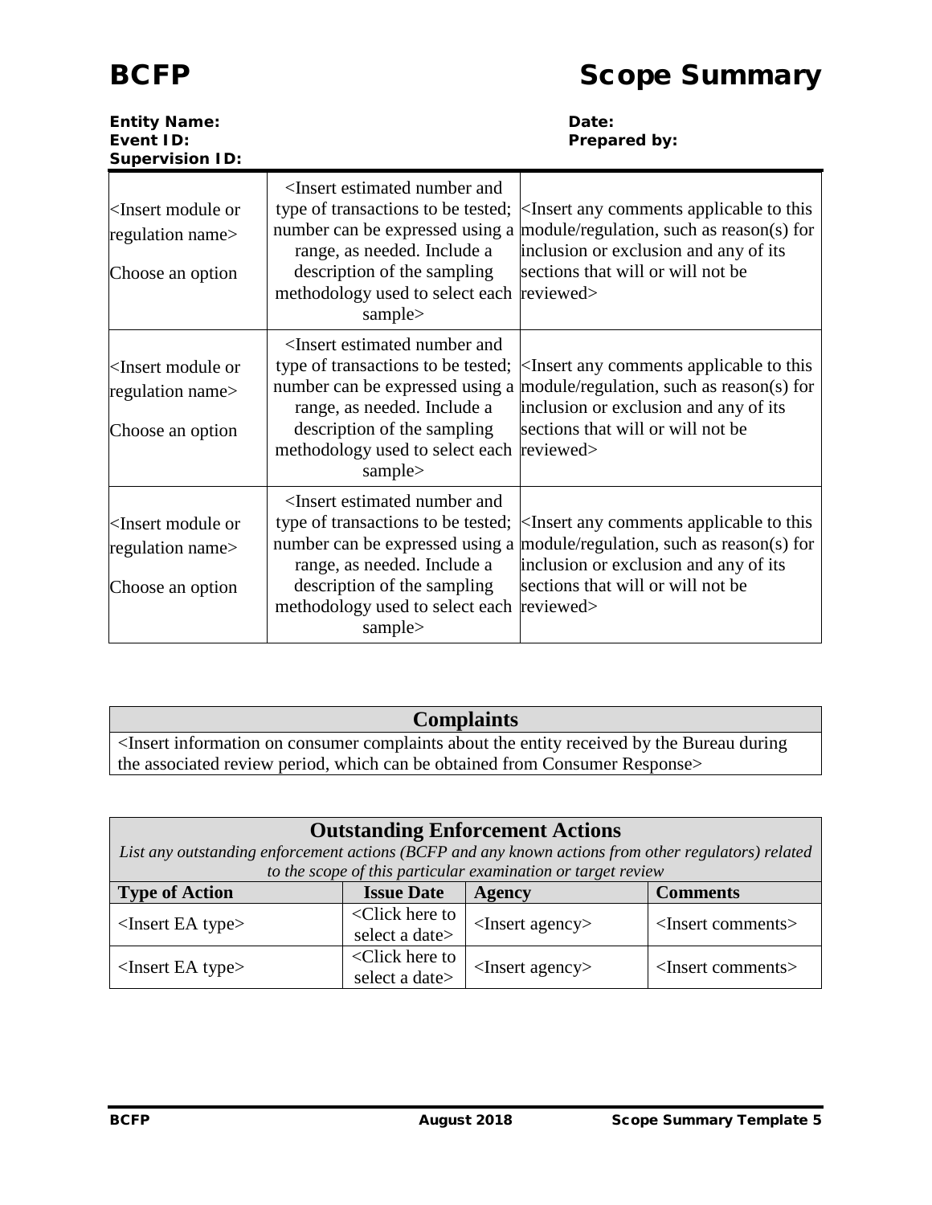# BCFP Scope Summary

**Entity Name:**
**Event ID:**
**Supervision ID:**

**Date:**
**Prepared by:**

| | | |
|---|---|---|
| <Insert module or regulation name><br><br>Choose an option | <Insert estimated number and type of transactions to be tested; number can be expressed using a range, as needed. Include a description of the sampling methodology used to select each sample> | <Insert any comments applicable to this module/regulation, such as reason(s) for inclusion or exclusion and any of its sections that will or will not be reviewed> |
| <Insert module or regulation name><br><br>Choose an option | <Insert estimated number and type of transactions to be tested; number can be expressed using a range, as needed. Include a description of the sampling methodology used to select each sample> | <Insert any comments applicable to this module/regulation, such as reason(s) for inclusion or exclusion and any of its sections that will or will not be reviewed> |
| <Insert module or regulation name><br><br>Choose an option | <Insert estimated number and type of transactions to be tested; number can be expressed using a range, as needed. Include a description of the sampling methodology used to select each sample> | <Insert any comments applicable to this module/regulation, such as reason(s) for inclusion or exclusion and any of its sections that will or will not be reviewed> |

| Complaints |
|---|
| <Insert information on consumer complaints about the entity received by the Bureau during the associated review period, which can be obtained from Consumer Response> |

**Outstanding Enforcement Actions**

*List any outstanding enforcement actions (BCFP and any known actions from other regulators) related to the scope of this particular examination or target review*

| Type of Action | Issue Date | Agency | Comments |
|---|---|---|---|
| <Insert EA type> | <Click here to select a date> | <Insert agency> | <Insert comments> |
| <Insert EA type> | <Click here to select a date> | <Insert agency> | <Insert comments> |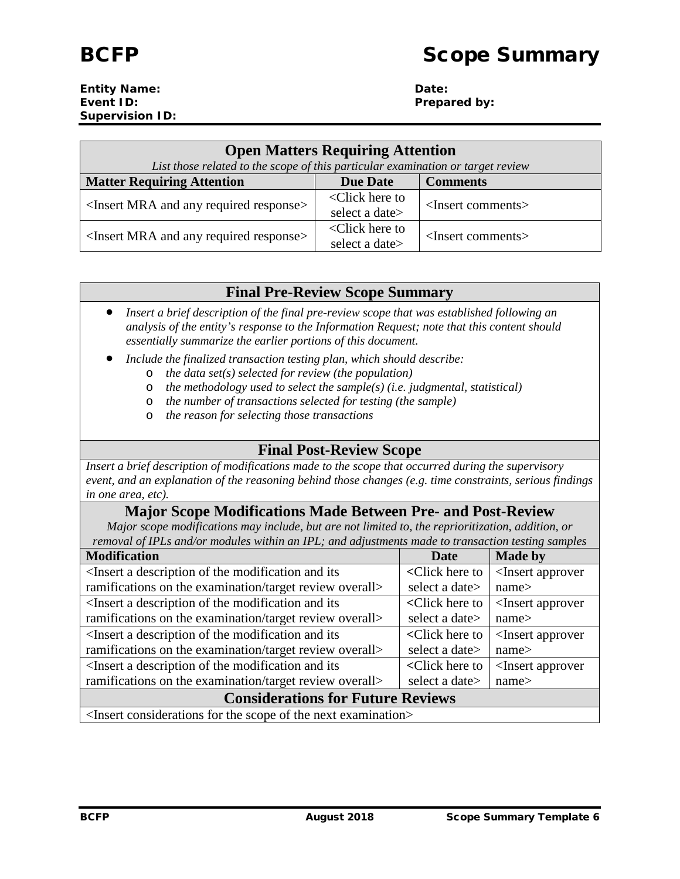# BCFP Scope Summary

**Entity Name:**
**Event ID:**
**Supervision ID:**

**Date:**
**Prepared by:**

| Open Matters Requiring Attention<br>*List those related to the scope of this particular examination or target review* | | |
|---|---|---|
| **Matter Requiring Attention** | **Due Date** | **Comments** |
| <Insert MRA and any required response> | <Click here to select a date> | <Insert comments> |
| <Insert MRA and any required response> | <Click here to select a date> | <Insert comments> |

## Final Pre-Review Scope Summary

- *Insert a brief description of the final pre-review scope that was established following an analysis of the entity's response to the Information Request; note that this content should essentially summarize the earlier portions of this document.*
- *Include the finalized transaction testing plan, which should describe:*
  - *the data set(s) selected for review (the population)*
  - *the methodology used to select the sample(s) (i.e. judgmental, statistical)*
  - *the number of transactions selected for testing (the sample)*
  - *the reason for selecting those transactions*

## Final Post-Review Scope

*Insert a brief description of modifications made to the scope that occurred during the supervisory event, and an explanation of the reasoning behind those changes (e.g. time constraints, serious findings in one area, etc).*

| Major Scope Modifications Made Between Pre- and Post-Review<br>*Major scope modifications may include, but are not limited to, the reprioritization, addition, or removal of IPLs and/or modules within an IPL; and adjustments made to transaction testing samples* | | |
|---|---|---|
| **Modification** | **Date** | **Made by** |
| <Insert a description of the modification and its ramifications on the examination/target review overall> | <Click here to select a date> | <Insert approver name> |
| <Insert a description of the modification and its ramifications on the examination/target review overall> | <Click here to select a date> | <Insert approver name> |
| <Insert a description of the modification and its ramifications on the examination/target review overall> | <Click here to select a date> | <Insert approver name> |
| <Insert a description of the modification and its ramifications on the examination/target review overall> | <Click here to select a date> | <Insert approver name> |

## Considerations for Future Reviews

<Insert considerations for the scope of the next examination>